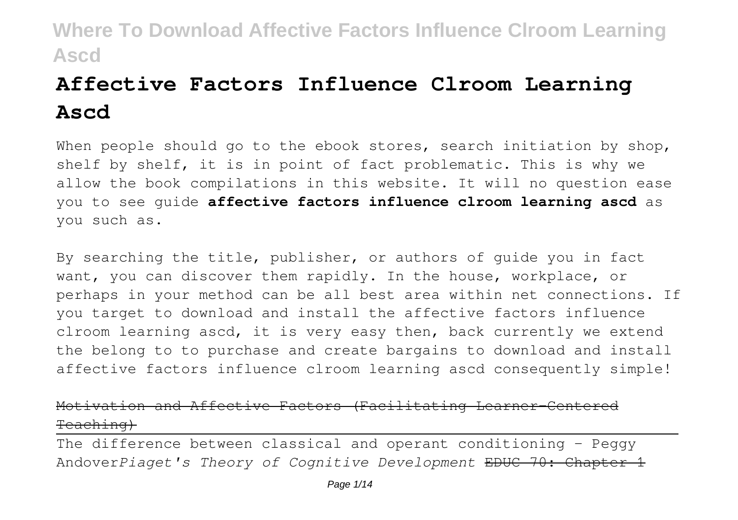# Affective Factors Influence Clroom Learning Ascd

When people should go to the ebook stores, search initiation by shop, shelf by shelf, it is in point of fact problematic. This is why we allow the book compilations in this website. It will no question ease you to see guide **affective factors influence clroom learning ascd** as you such as.

By searching the title, publisher, or authors of guide you in fact want, you can discover them rapidly. In the house, workplace, or perhaps in your method can be all best area within net connections. If you target to download and install the affective factors influence clroom learning ascd, it is very easy then, back currently we extend the belong to to purchase and create bargains to download and install affective factors influence clroom learning ascd consequently simple!

~~Motivation and Affective Factors (Facilitating Learner-Centered Teaching)~~

The difference between classical and operant conditioning - Peggy Andover *Piaget's Theory of Cognitive Development* ~~EDUC 70: Chapter 1~~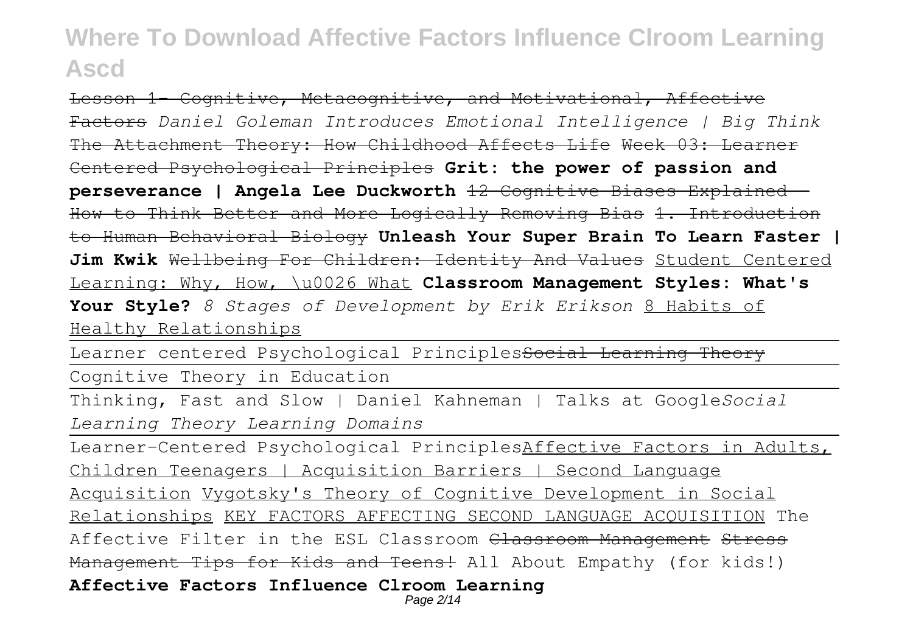~~Lesson 1- Cognitive, Metacognitive, and Motivational, Affective Factors~~ *Daniel Goleman Introduces Emotional Intelligence | Big Think* ~~The Attachment Theory: How Childhood Affects Life~~ ~~Week 03: Learner Centered Psychological Principles~~ **Grit: the power of passion and perseverance | Angela Lee Duckworth** ~~12 Cognitive Biases Explained - How to Think Better and More Logically Removing Bias~~ ~~1. Introduction to Human Behavioral Biology~~ **Unleash Your Super Brain To Learn Faster | Jim Kwik** ~~Wellbeing For Children: Identity And Values~~ Student Centered Learning: Why, How, \u0026 What **Classroom Management Styles: What's Your Style?** *8 Stages of Development by Erik Erikson* 8 Habits of Healthy Relationships

Learner centered Psychological Principles~~Social Learning Theory~~

Cognitive Theory in Education

Thinking, Fast and Slow | Daniel Kahneman | Talks at Google*Social Learning Theory Learning Domains*

Learner-Centered Psychological PrinciplesAffective Factors in Adults, Children Teenagers | Acquisition Barriers | Second Language Acquisition Vygotsky's Theory of Cognitive Development in Social Relationships KEY FACTORS AFFECTING SECOND LANGUAGE ACQUISITION The Affective Filter in the ESL Classroom ~~Classroom Management~~ ~~Stress Management Tips for Kids and Teens!~~ All About Empathy (for kids!)

**Affective Factors Influence Clroom Learning**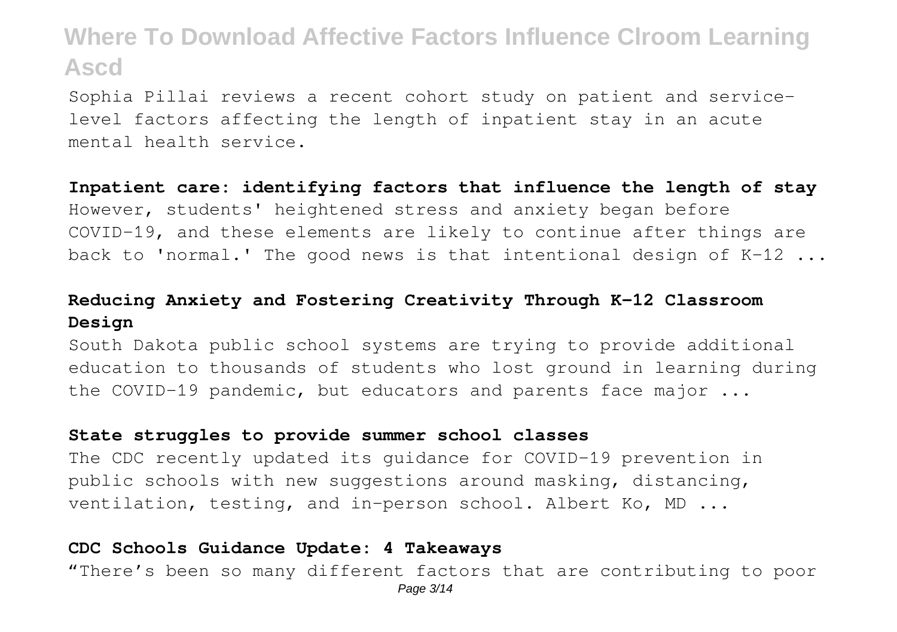Sophia Pillai reviews a recent cohort study on patient and service-level factors affecting the length of inpatient stay in an acute mental health service.

**Inpatient care: identifying factors that influence the length of stay**

However, students' heightened stress and anxiety began before COVID-19, and these elements are likely to continue after things are back to 'normal.' The good news is that intentional design of K-12 ...

**Reducing Anxiety and Fostering Creativity Through K-12 Classroom Design**

South Dakota public school systems are trying to provide additional education to thousands of students who lost ground in learning during the COVID-19 pandemic, but educators and parents face major ...

**State struggles to provide summer school classes**

The CDC recently updated its guidance for COVID-19 prevention in public schools with new suggestions around masking, distancing, ventilation, testing, and in-person school. Albert Ko, MD ...

**CDC Schools Guidance Update: 4 Takeaways**

"There's been so many different factors that are contributing to poor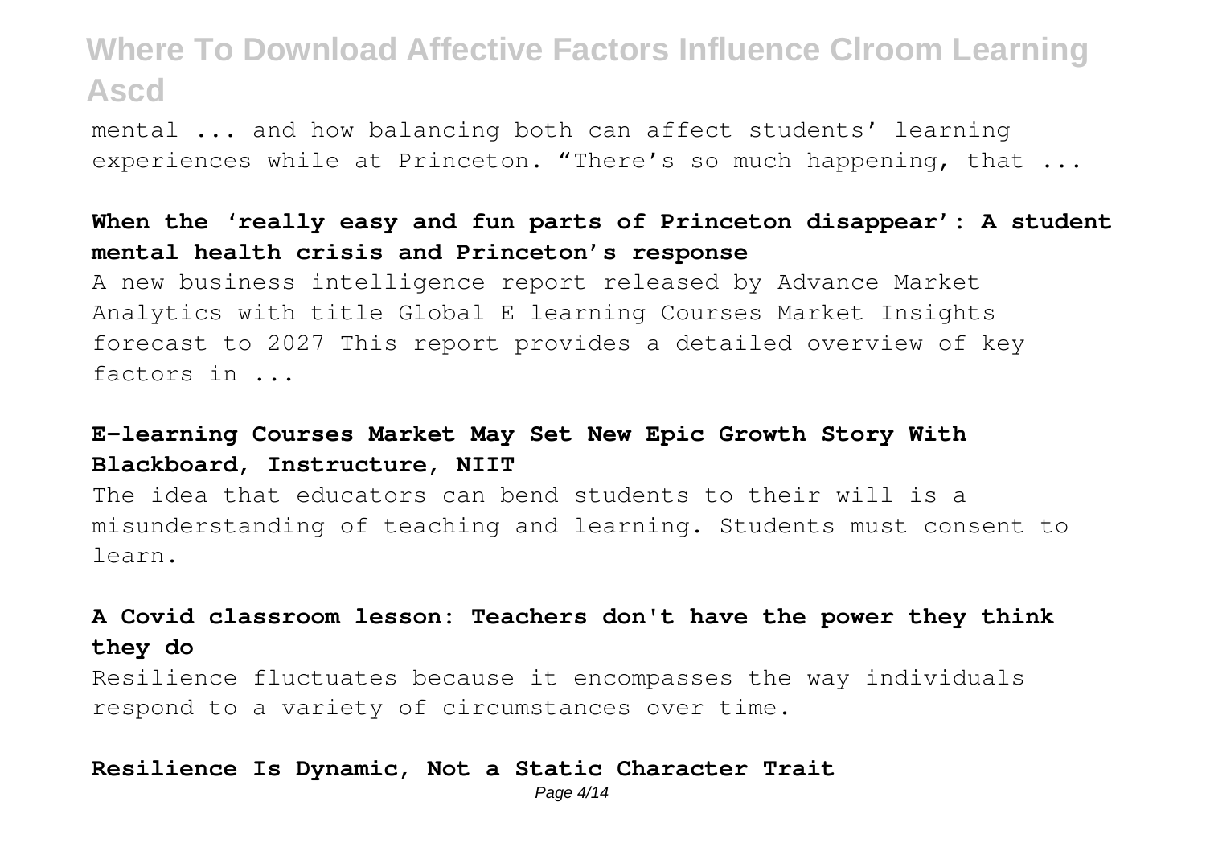mental ... and how balancing both can affect students' learning experiences while at Princeton. "There's so much happening, that ...

**When the 'really easy and fun parts of Princeton disappear': A student mental health crisis and Princeton's response**

A new business intelligence report released by Advance Market Analytics with title Global E learning Courses Market Insights forecast to 2027 This report provides a detailed overview of key factors in ...

**E-learning Courses Market May Set New Epic Growth Story With Blackboard, Instructure, NIIT**

The idea that educators can bend students to their will is a misunderstanding of teaching and learning. Students must consent to learn.

**A Covid classroom lesson: Teachers don't have the power they think they do**

Resilience fluctuates because it encompasses the way individuals respond to a variety of circumstances over time.

**Resilience Is Dynamic, Not a Static Character Trait**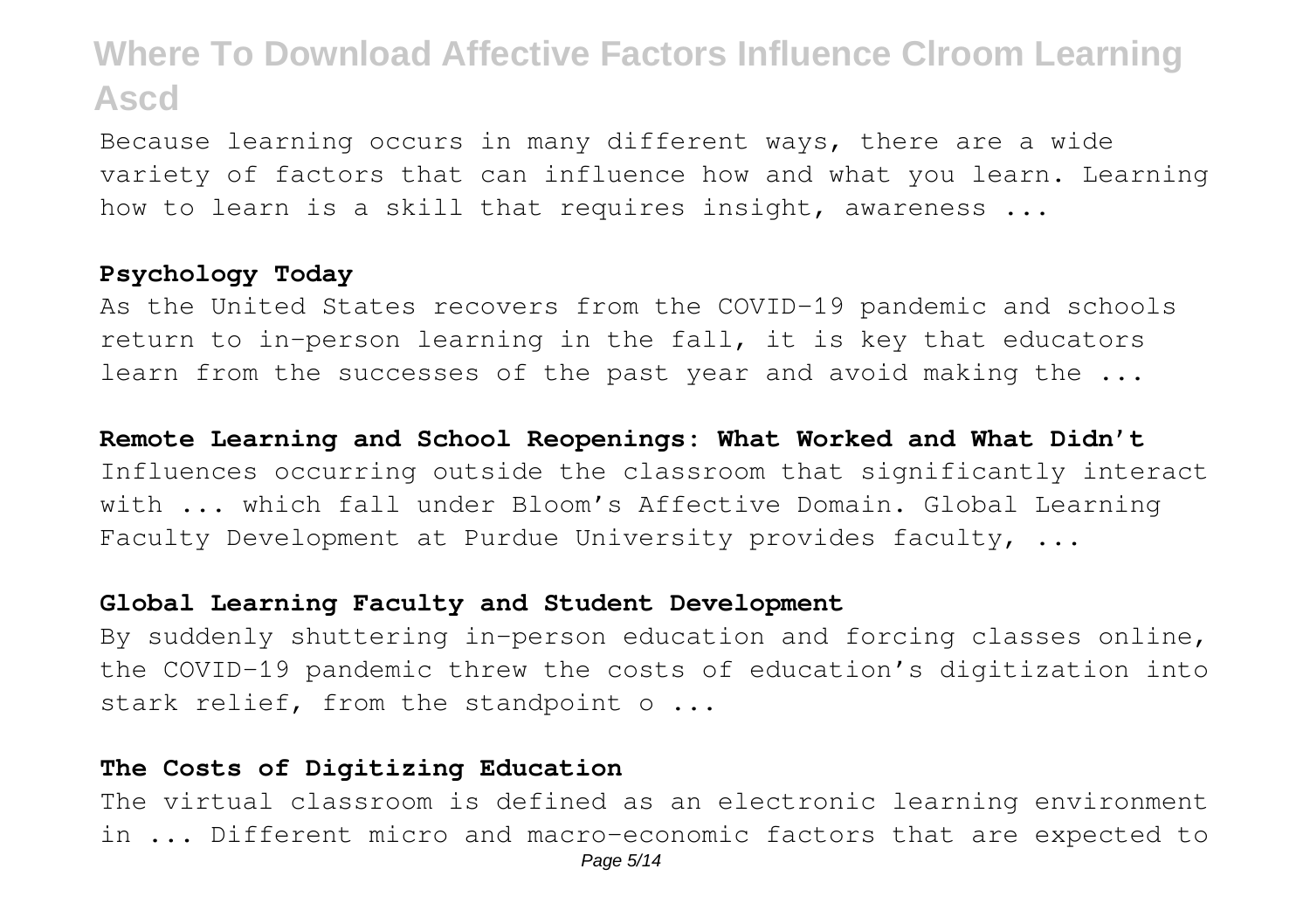Because learning occurs in many different ways, there are a wide variety of factors that can influence how and what you learn. Learning how to learn is a skill that requires insight, awareness ...

**Psychology Today**

As the United States recovers from the COVID-19 pandemic and schools return to in-person learning in the fall, it is key that educators learn from the successes of the past year and avoid making the ...

**Remote Learning and School Reopenings: What Worked and What Didn't**

Influences occurring outside the classroom that significantly interact with ... which fall under Bloom's Affective Domain. Global Learning Faculty Development at Purdue University provides faculty, ...

**Global Learning Faculty and Student Development**

By suddenly shuttering in-person education and forcing classes online, the COVID-19 pandemic threw the costs of education's digitization into stark relief, from the standpoint o ...

**The Costs of Digitizing Education**

The virtual classroom is defined as an electronic learning environment in ... Different micro and macro-economic factors that are expected to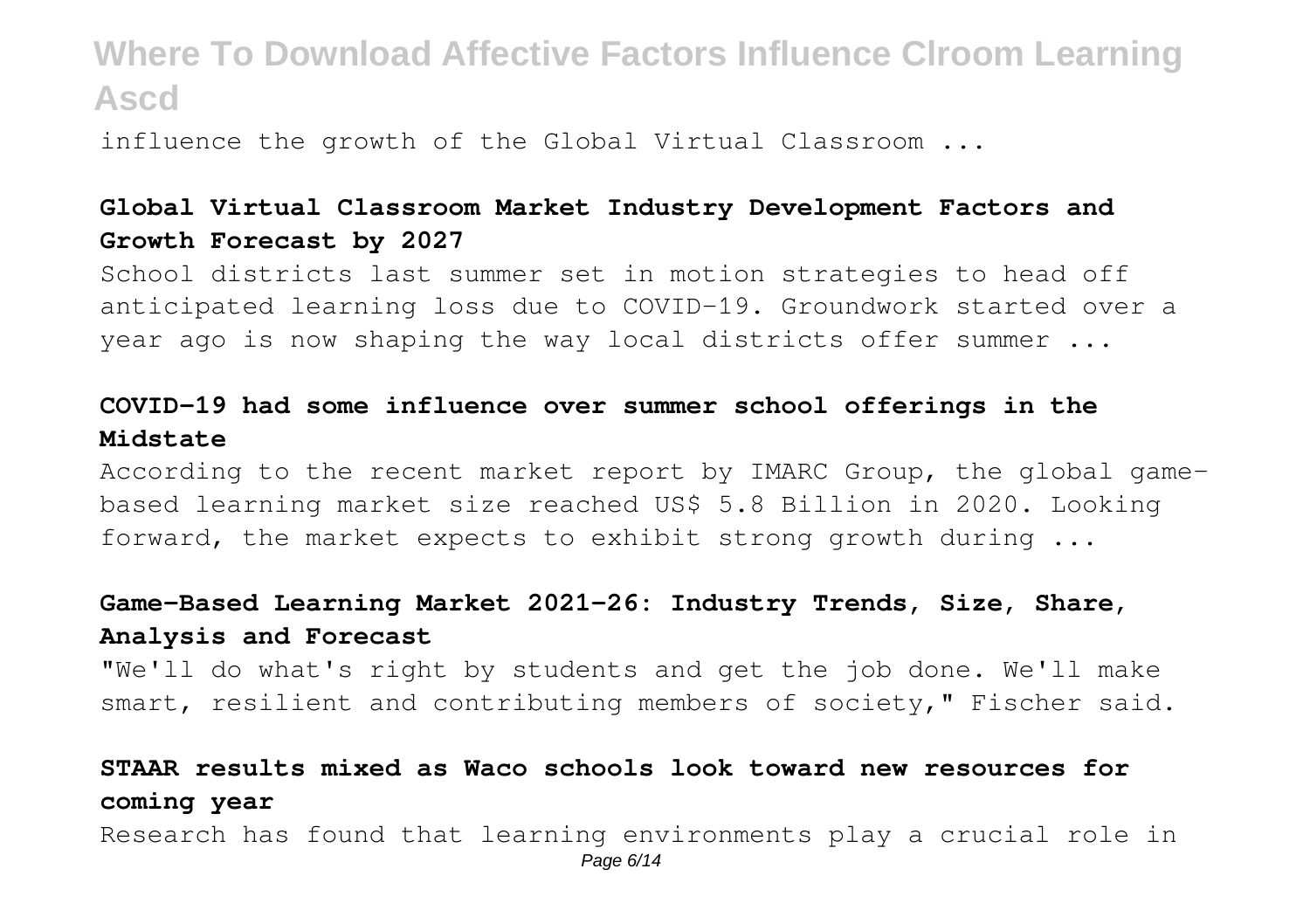influence the growth of the Global Virtual Classroom ...

**Global Virtual Classroom Market Industry Development Factors and Growth Forecast by 2027**

School districts last summer set in motion strategies to head off anticipated learning loss due to COVID-19. Groundwork started over a year ago is now shaping the way local districts offer summer ...

**COVID-19 had some influence over summer school offerings in the Midstate**

According to the recent market report by IMARC Group, the global game-based learning market size reached US$ 5.8 Billion in 2020. Looking forward, the market expects to exhibit strong growth during ...

**Game-Based Learning Market 2021-26: Industry Trends, Size, Share, Analysis and Forecast**

"We'll do what's right by students and get the job done. We'll make smart, resilient and contributing members of society," Fischer said.

**STAAR results mixed as Waco schools look toward new resources for coming year**

Research has found that learning environments play a crucial role in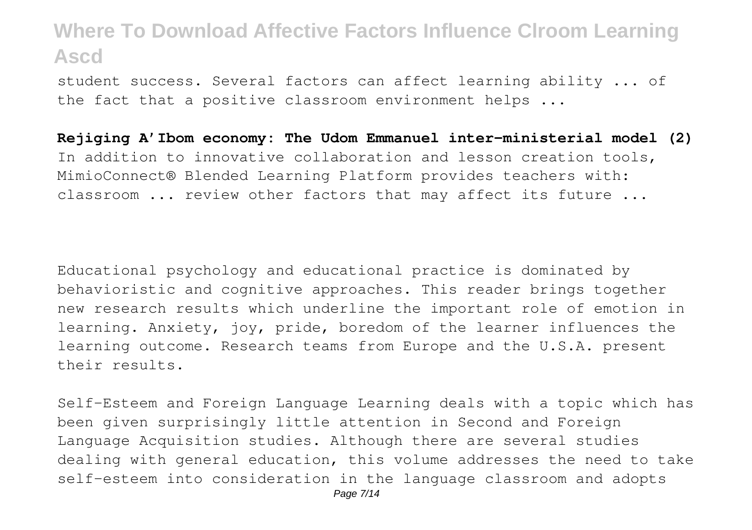student success. Several factors can affect learning ability ... of the fact that a positive classroom environment helps ...

**Rejiging A'Ibom economy: The Udom Emmanuel inter-ministerial model (2)**

In addition to innovative collaboration and lesson creation tools, MimioConnect® Blended Learning Platform provides teachers with: classroom ... review other factors that may affect its future ...

Educational psychology and educational practice is dominated by behavioristic and cognitive approaches. This reader brings together new research results which underline the important role of emotion in learning. Anxiety, joy, pride, boredom of the learner influences the learning outcome. Research teams from Europe and the U.S.A. present their results.

Self-Esteem and Foreign Language Learning deals with a topic which has been given surprisingly little attention in Second and Foreign Language Acquisition studies. Although there are several studies dealing with general education, this volume addresses the need to take self-esteem into consideration in the language classroom and adopts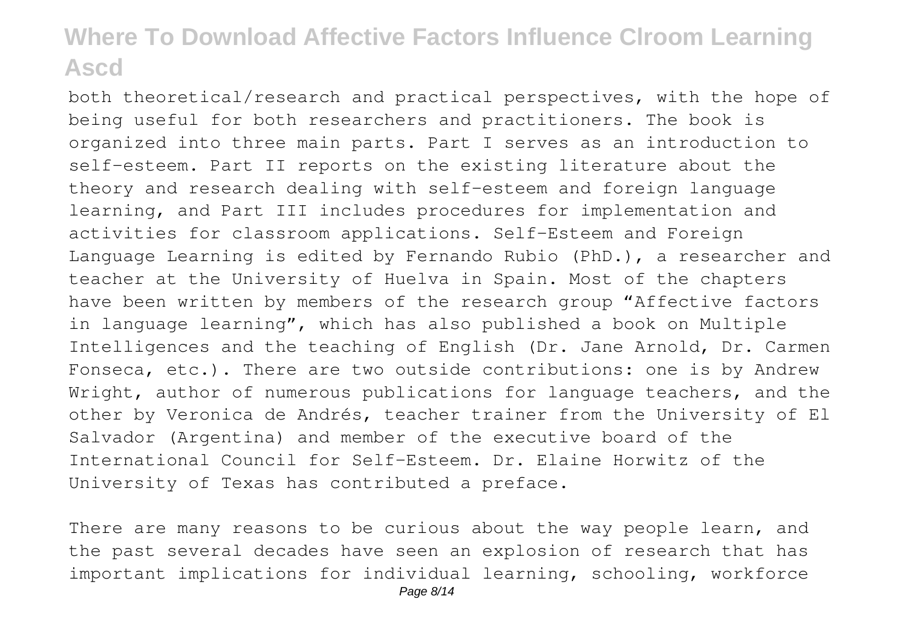both theoretical/research and practical perspectives, with the hope of being useful for both researchers and practitioners. The book is organized into three main parts. Part I serves as an introduction to self-esteem. Part II reports on the existing literature about the theory and research dealing with self-esteem and foreign language learning, and Part III includes procedures for implementation and activities for classroom applications. Self-Esteem and Foreign Language Learning is edited by Fernando Rubio (PhD.), a researcher and teacher at the University of Huelva in Spain. Most of the chapters have been written by members of the research group "Affective factors in language learning", which has also published a book on Multiple Intelligences and the teaching of English (Dr. Jane Arnold, Dr. Carmen Fonseca, etc.). There are two outside contributions: one is by Andrew Wright, author of numerous publications for language teachers, and the other by Veronica de Andrés, teacher trainer from the University of El Salvador (Argentina) and member of the executive board of the International Council for Self-Esteem. Dr. Elaine Horwitz of the University of Texas has contributed a preface.

There are many reasons to be curious about the way people learn, and the past several decades have seen an explosion of research that has important implications for individual learning, schooling, workforce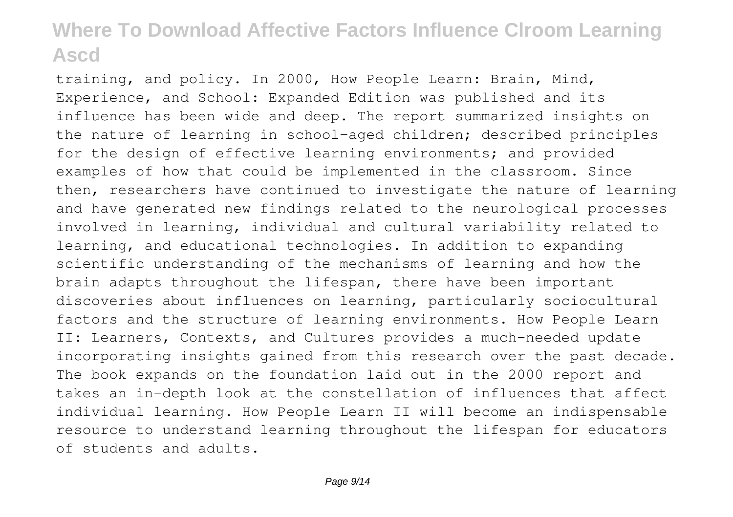training, and policy. In 2000, How People Learn: Brain, Mind, Experience, and School: Expanded Edition was published and its influence has been wide and deep. The report summarized insights on the nature of learning in school-aged children; described principles for the design of effective learning environments; and provided examples of how that could be implemented in the classroom. Since then, researchers have continued to investigate the nature of learning and have generated new findings related to the neurological processes involved in learning, individual and cultural variability related to learning, and educational technologies. In addition to expanding scientific understanding of the mechanisms of learning and how the brain adapts throughout the lifespan, there have been important discoveries about influences on learning, particularly sociocultural factors and the structure of learning environments. How People Learn II: Learners, Contexts, and Cultures provides a much-needed update incorporating insights gained from this research over the past decade. The book expands on the foundation laid out in the 2000 report and takes an in-depth look at the constellation of influences that affect individual learning. How People Learn II will become an indispensable resource to understand learning throughout the lifespan for educators of students and adults.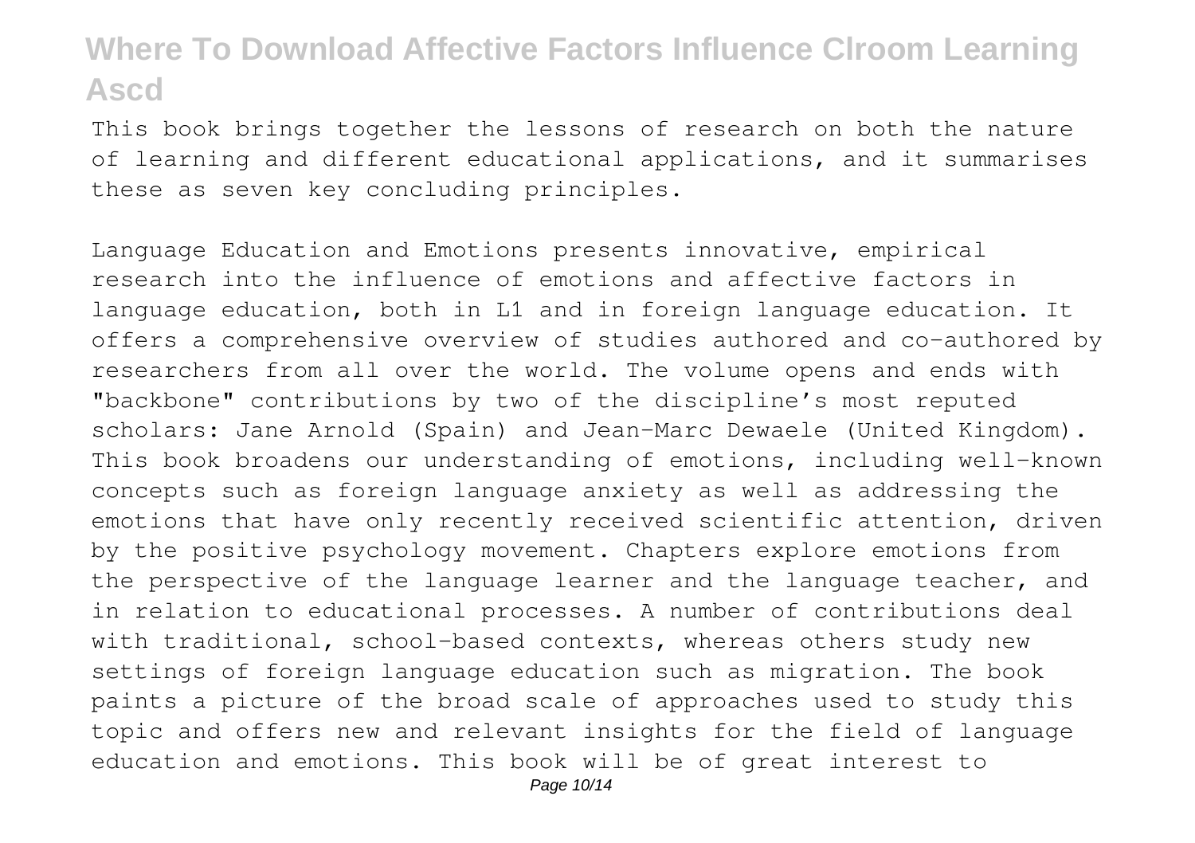This book brings together the lessons of research on both the nature of learning and different educational applications, and it summarises these as seven key concluding principles.

Language Education and Emotions presents innovative, empirical research into the influence of emotions and affective factors in language education, both in L1 and in foreign language education. It offers a comprehensive overview of studies authored and co-authored by researchers from all over the world. The volume opens and ends with "backbone" contributions by two of the discipline's most reputed scholars: Jane Arnold (Spain) and Jean-Marc Dewaele (United Kingdom). This book broadens our understanding of emotions, including well-known concepts such as foreign language anxiety as well as addressing the emotions that have only recently received scientific attention, driven by the positive psychology movement. Chapters explore emotions from the perspective of the language learner and the language teacher, and in relation to educational processes. A number of contributions deal with traditional, school-based contexts, whereas others study new settings of foreign language education such as migration. The book paints a picture of the broad scale of approaches used to study this topic and offers new and relevant insights for the field of language education and emotions. This book will be of great interest to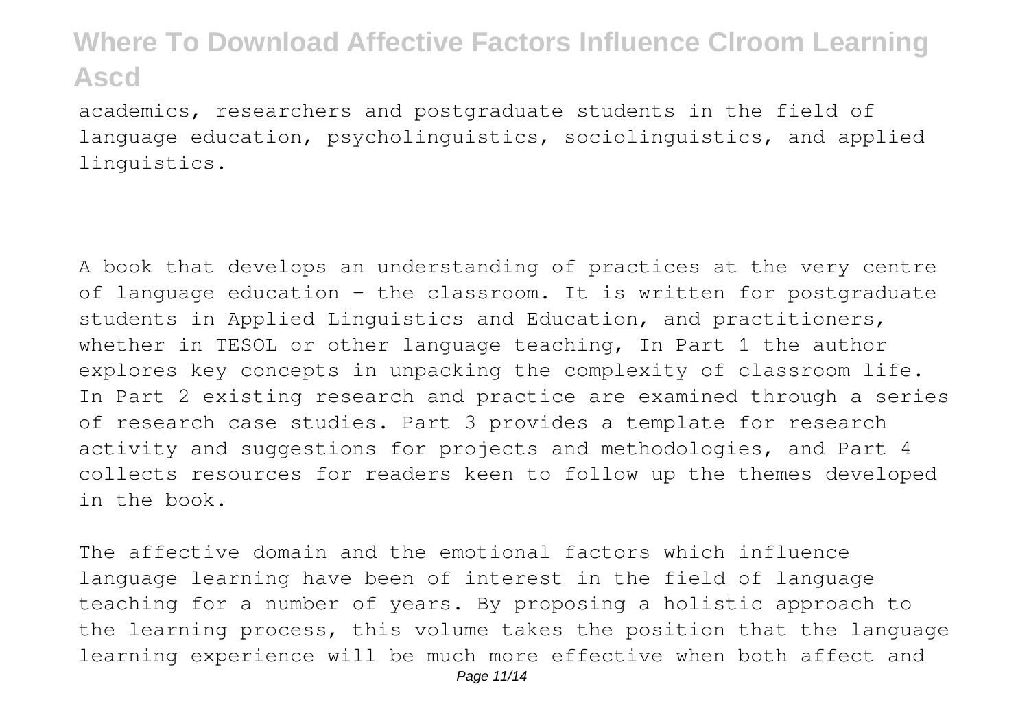academics, researchers and postgraduate students in the field of language education, psycholinguistics, sociolinguistics, and applied linguistics.

A book that develops an understanding of practices at the very centre of language education - the classroom. It is written for postgraduate students in Applied Linguistics and Education, and practitioners, whether in TESOL or other language teaching, In Part 1 the author explores key concepts in unpacking the complexity of classroom life. In Part 2 existing research and practice are examined through a series of research case studies. Part 3 provides a template for research activity and suggestions for projects and methodologies, and Part 4 collects resources for readers keen to follow up the themes developed in the book.

The affective domain and the emotional factors which influence language learning have been of interest in the field of language teaching for a number of years. By proposing a holistic approach to the learning process, this volume takes the position that the language learning experience will be much more effective when both affect and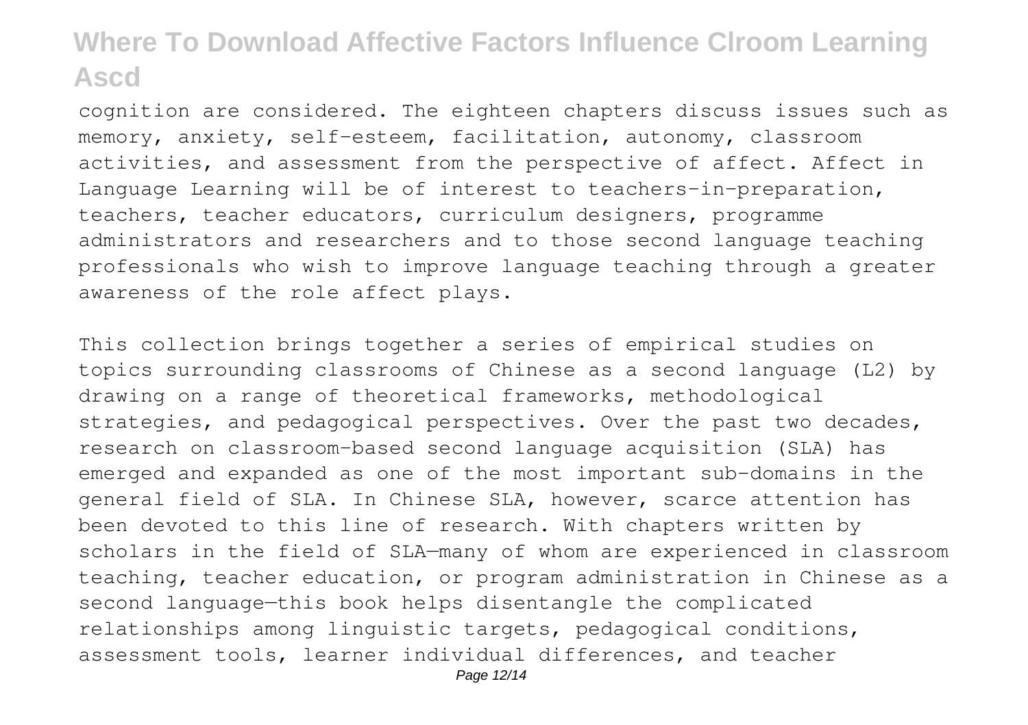cognition are considered. The eighteen chapters discuss issues such as memory, anxiety, self-esteem, facilitation, autonomy, classroom activities, and assessment from the perspective of affect. Affect in Language Learning will be of interest to teachers-in-preparation, teachers, teacher educators, curriculum designers, programme administrators and researchers and to those second language teaching professionals who wish to improve language teaching through a greater awareness of the role affect plays.

This collection brings together a series of empirical studies on topics surrounding classrooms of Chinese as a second language (L2) by drawing on a range of theoretical frameworks, methodological strategies, and pedagogical perspectives. Over the past two decades, research on classroom-based second language acquisition (SLA) has emerged and expanded as one of the most important sub-domains in the general field of SLA. In Chinese SLA, however, scarce attention has been devoted to this line of research. With chapters written by scholars in the field of SLA—many of whom are experienced in classroom teaching, teacher education, or program administration in Chinese as a second language—this book helps disentangle the complicated relationships among linguistic targets, pedagogical conditions, assessment tools, learner individual differences, and teacher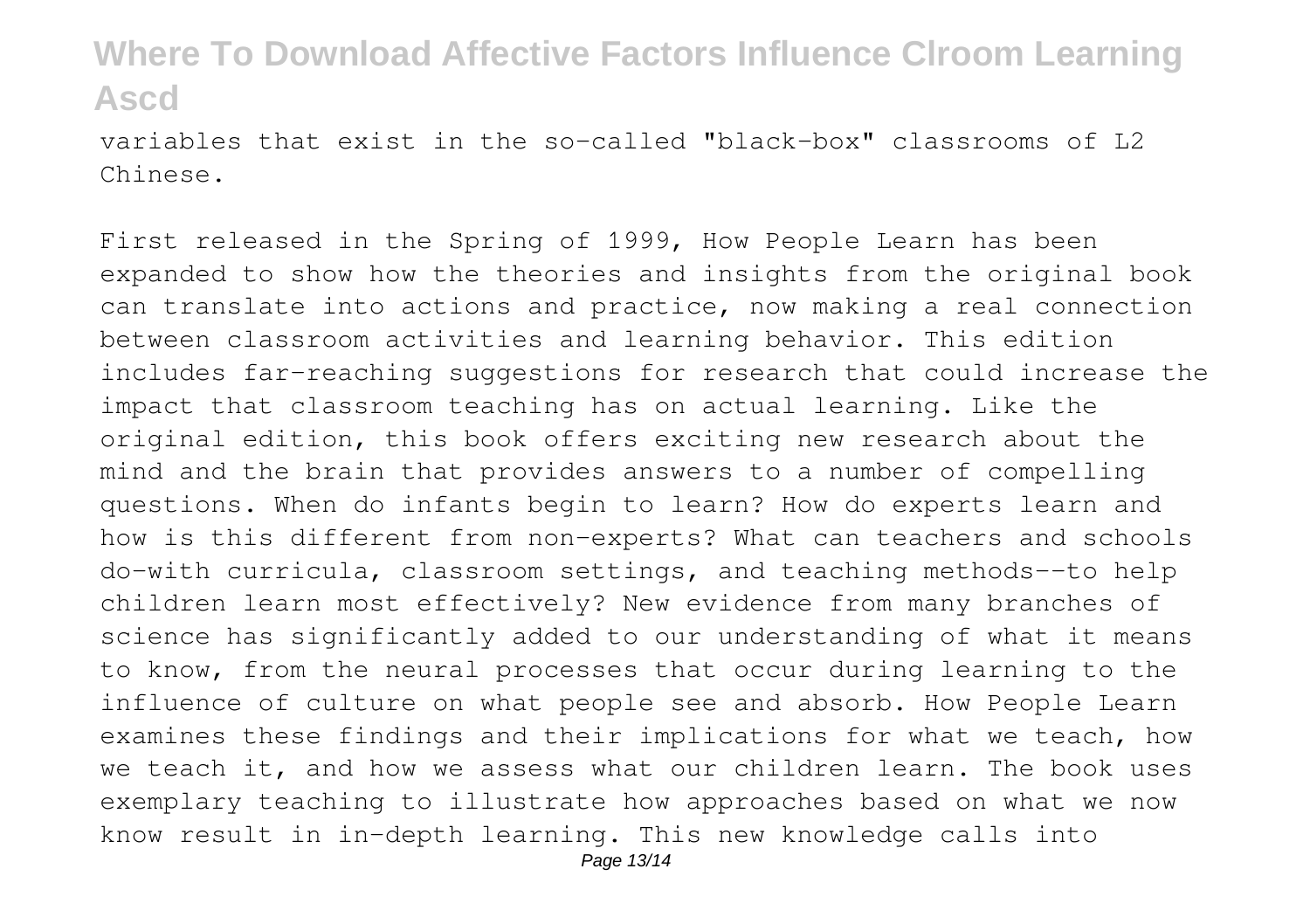variables that exist in the so-called "black-box" classrooms of L2 Chinese.

First released in the Spring of 1999, How People Learn has been expanded to show how the theories and insights from the original book can translate into actions and practice, now making a real connection between classroom activities and learning behavior. This edition includes far-reaching suggestions for research that could increase the impact that classroom teaching has on actual learning. Like the original edition, this book offers exciting new research about the mind and the brain that provides answers to a number of compelling questions. When do infants begin to learn? How do experts learn and how is this different from non-experts? What can teachers and schools do-with curricula, classroom settings, and teaching methods--to help children learn most effectively? New evidence from many branches of science has significantly added to our understanding of what it means to know, from the neural processes that occur during learning to the influence of culture on what people see and absorb. How People Learn examines these findings and their implications for what we teach, how we teach it, and how we assess what our children learn. The book uses exemplary teaching to illustrate how approaches based on what we now know result in in-depth learning. This new knowledge calls into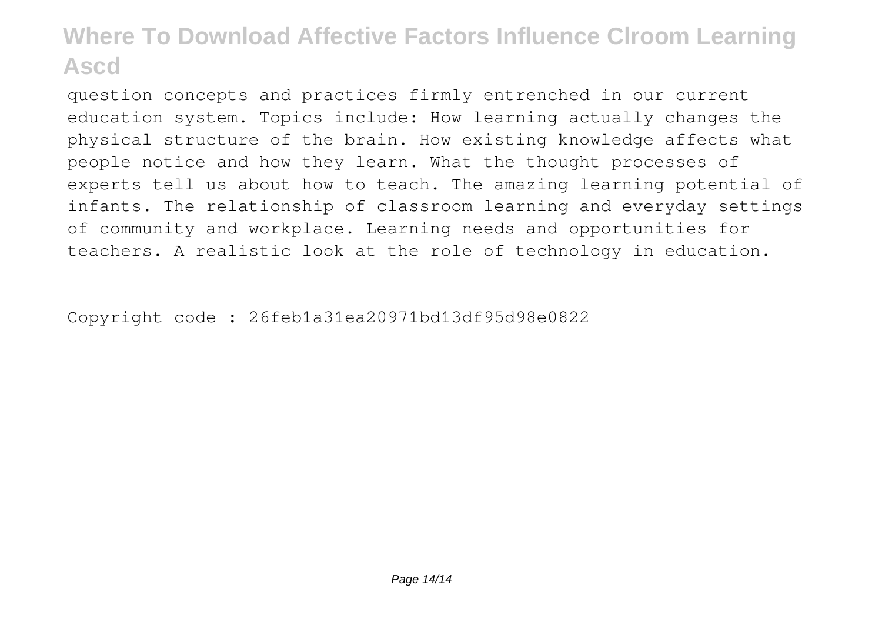question concepts and practices firmly entrenched in our current education system. Topics include: How learning actually changes the physical structure of the brain. How existing knowledge affects what people notice and how they learn. What the thought processes of experts tell us about how to teach. The amazing learning potential of infants. The relationship of classroom learning and everyday settings of community and workplace. Learning needs and opportunities for teachers. A realistic look at the role of technology in education.

Copyright code : 26feb1a31ea20971bd13df95d98e0822